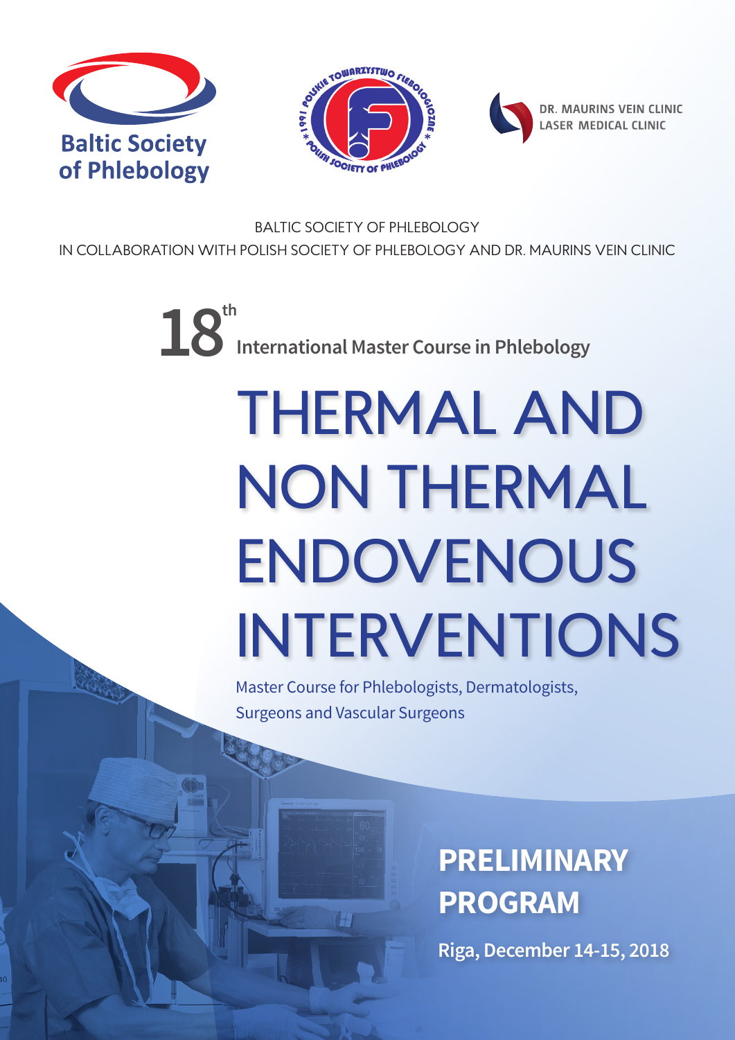Baltic Society of Phlebology

DR. MAURINS VEIN CLINIC
LASER MEDICAL CLINIC

BALTIC SOCIETY OF PHLEBOLOGY
IN COLLABORATION WITH POLISH SOCIETY OF PHLEBOLOGY AND DR. MAURINS VEIN CLINIC

## 18th International Master Course in Phlebology

# THERMAL AND NON THERMAL ENDOVENOUS INTERVENTIONS

Master Course for Phlebologists, Dermatologists, Surgeons and Vascular Surgeons

## PRELIMINARY PROGRAM

**Riga, December 14-15, 2018**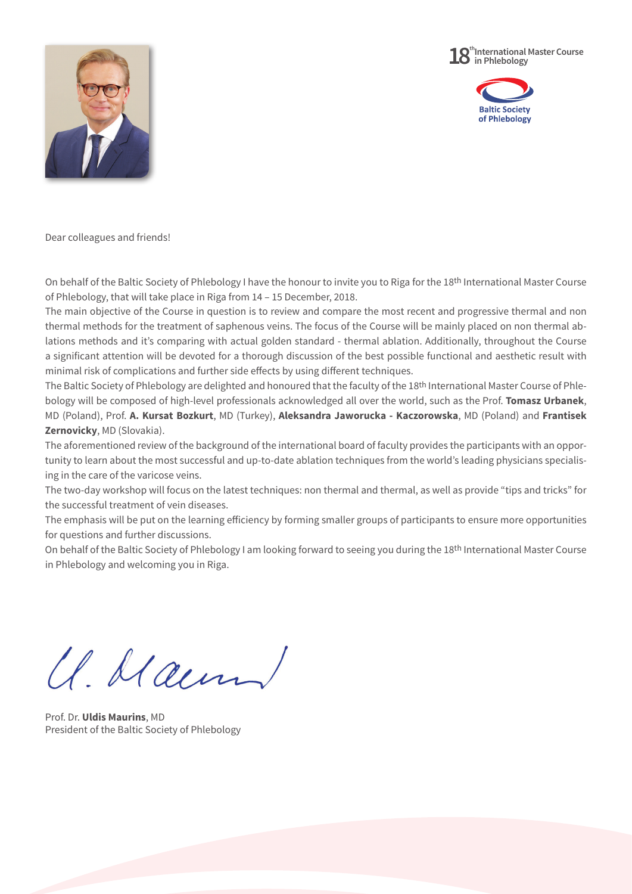18[th] International Master Course in Phlebology

Baltic Society of Phlebology

Dear colleagues and friends!

On behalf of the Baltic Society of Phlebology I have the honour to invite you to Riga for the 18th International Master Course of Phlebology, that will take place in Riga from 14 – 15 December, 2018.
The main objective of the Course in question is to review and compare the most recent and progressive thermal and non thermal methods for the treatment of saphenous veins. The focus of the Course will be mainly placed on non thermal ablations methods and it's comparing with actual golden standard - thermal ablation. Additionally, throughout the Course a significant attention will be devoted for a thorough discussion of the best possible functional and aesthetic result with minimal risk of complications and further side effects by using different techniques.
The Baltic Society of Phlebology are delighted and honoured that the faculty of the 18th International Master Course of Phlebology will be composed of high-level professionals acknowledged all over the world, such as the Prof. **Tomasz Urbanek**, MD (Poland), Prof. **A. Kursat Bozkurt**, MD (Turkey), **Aleksandra Jaworucka - Kaczorowska**, MD (Poland) and **Frantisek Zernovicky**, MD (Slovakia).
The aforementioned review of the background of the international board of faculty provides the participants with an opportunity to learn about the most successful and up-to-date ablation techniques from the world's leading physicians specialising in the care of the varicose veins.
The two-day workshop will focus on the latest techniques: non thermal and thermal, as well as provide "tips and tricks" for the successful treatment of vein diseases.
The emphasis will be put on the learning efficiency by forming smaller groups of participants to ensure more opportunities for questions and further discussions.
On behalf of the Baltic Society of Phlebology I am looking forward to seeing you during the 18th International Master Course in Phlebology and welcoming you in Riga.

Prof. Dr. **Uldis Maurins**, MD
President of the Baltic Society of Phlebology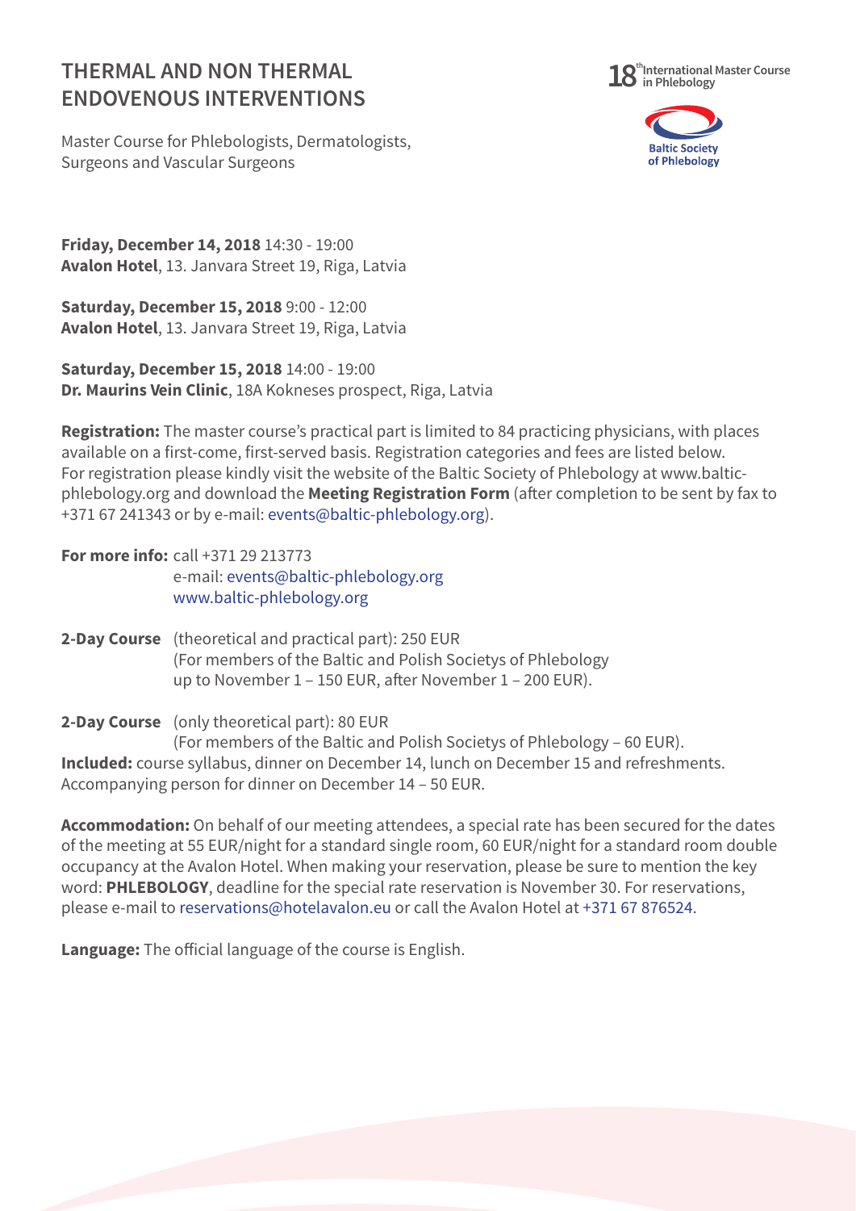# THERMAL AND NON THERMAL ENDOVENOUS INTERVENTIONS

18[th] International Master Course in Phlebology

Baltic Society of Phlebology

Master Course for Phlebologists, Dermatologists, Surgeons and Vascular Surgeons

**Friday, December 14, 2018** 14:30 - 19:00
**Avalon Hotel**, 13. Janvara Street 19, Riga, Latvia

**Saturday, December 15, 2018** 9:00 - 12:00
**Avalon Hotel**, 13. Janvara Street 19, Riga, Latvia

**Saturday, December 15, 2018** 14:00 - 19:00
**Dr. Maurins Vein Clinic**, 18A Kokneses prospect, Riga, Latvia

**Registration:** The master course's practical part is limited to 84 practicing physicians, with places available on a first-come, first-served basis. Registration categories and fees are listed below. For registration please kindly visit the website of the Baltic Society of Phlebology at www.baltic-phlebology.org and download the **Meeting Registration Form** (after completion to be sent by fax to +371 67 241343 or by e-mail: events@baltic-phlebology.org).

**For more info:** call +371 29 213773
e-mail: events@baltic-phlebology.org
www.baltic-phlebology.org

**2-Day Course** (theoretical and practical part): 250 EUR
(For members of the Baltic and Polish Societys of Phlebology up to November 1 – 150 EUR, after November 1 – 200 EUR).

**2-Day Course** (only theoretical part): 80 EUR
(For members of the Baltic and Polish Societys of Phlebology – 60 EUR).

**Included:** course syllabus, dinner on December 14, lunch on December 15 and refreshments. Accompanying person for dinner on December 14 – 50 EUR.

**Accommodation:** On behalf of our meeting attendees, a special rate has been secured for the dates of the meeting at 55 EUR/night for a standard single room, 60 EUR/night for a standard room double occupancy at the Avalon Hotel. When making your reservation, please be sure to mention the key word: **PHLEBOLOGY**, deadline for the special rate reservation is November 30. For reservations, please e-mail to reservations@hotelavalon.eu or call the Avalon Hotel at +371 67 876524.

**Language:** The official language of the course is English.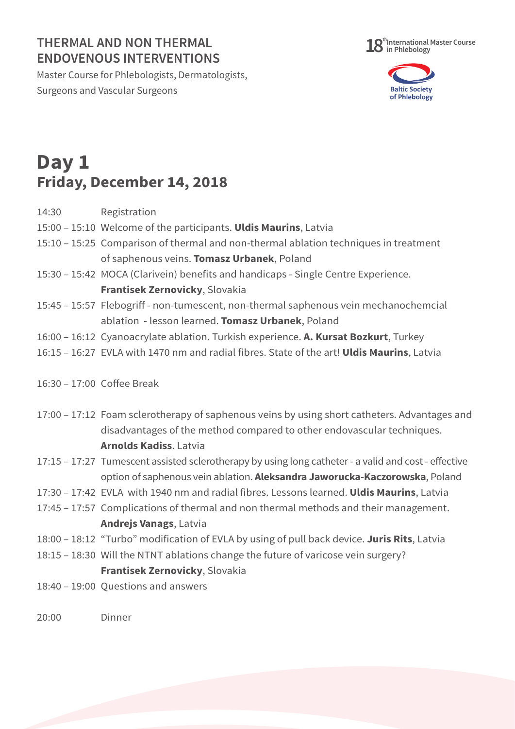**THERMAL AND NON THERMAL ENDOVENOUS INTERVENTIONS**

Master Course for Phlebologists, Dermatologists, Surgeons and Vascular Surgeons

18th International Master Course in Phlebology

Baltic Society of Phlebology

# Day 1
## Friday, December 14, 2018

14:30 Registration

15:00 – 15:10 Welcome of the participants. **Uldis Maurins**, Latvia

15:10 – 15:25 Comparison of thermal and non-thermal ablation techniques in treatment of saphenous veins. **Tomasz Urbanek**, Poland

15:30 – 15:42 MOCA (Clarivein) benefits and handicaps - Single Centre Experience. **Frantisek Zernovicky**, Slovakia

15:45 – 15:57 Flebogriff - non-tumescent, non-thermal saphenous vein mechanochemcial ablation - lesson learned. **Tomasz Urbanek**, Poland

16:00 – 16:12 Cyanoacrylate ablation. Turkish experience. **A. Kursat Bozkurt**, Turkey

16:15 – 16:27 EVLA with 1470 nm and radial fibres. State of the art! **Uldis Maurins**, Latvia

16:30 – 17:00 Coffee Break

17:00 – 17:12 Foam sclerotherapy of saphenous veins by using short catheters. Advantages and disadvantages of the method compared to other endovascular techniques. **Arnolds Kadiss**. Latvia

17:15 – 17:27 Tumescent assisted sclerotherapy by using long catheter - a valid and cost - effective option of saphenous vein ablation. **Aleksandra Jaworucka-Kaczorowska**, Poland

17:30 – 17:42 EVLA with 1940 nm and radial fibres. Lessons learned. **Uldis Maurins**, Latvia

17:45 – 17:57 Complications of thermal and non thermal methods and their management. **Andrejs Vanags**, Latvia

18:00 – 18:12 "Turbo" modification of EVLA by using of pull back device. **Juris Rits**, Latvia

18:15 – 18:30 Will the NTNT ablations change the future of varicose vein surgery? **Frantisek Zernovicky**, Slovakia

18:40 – 19:00 Questions and answers

20:00 Dinner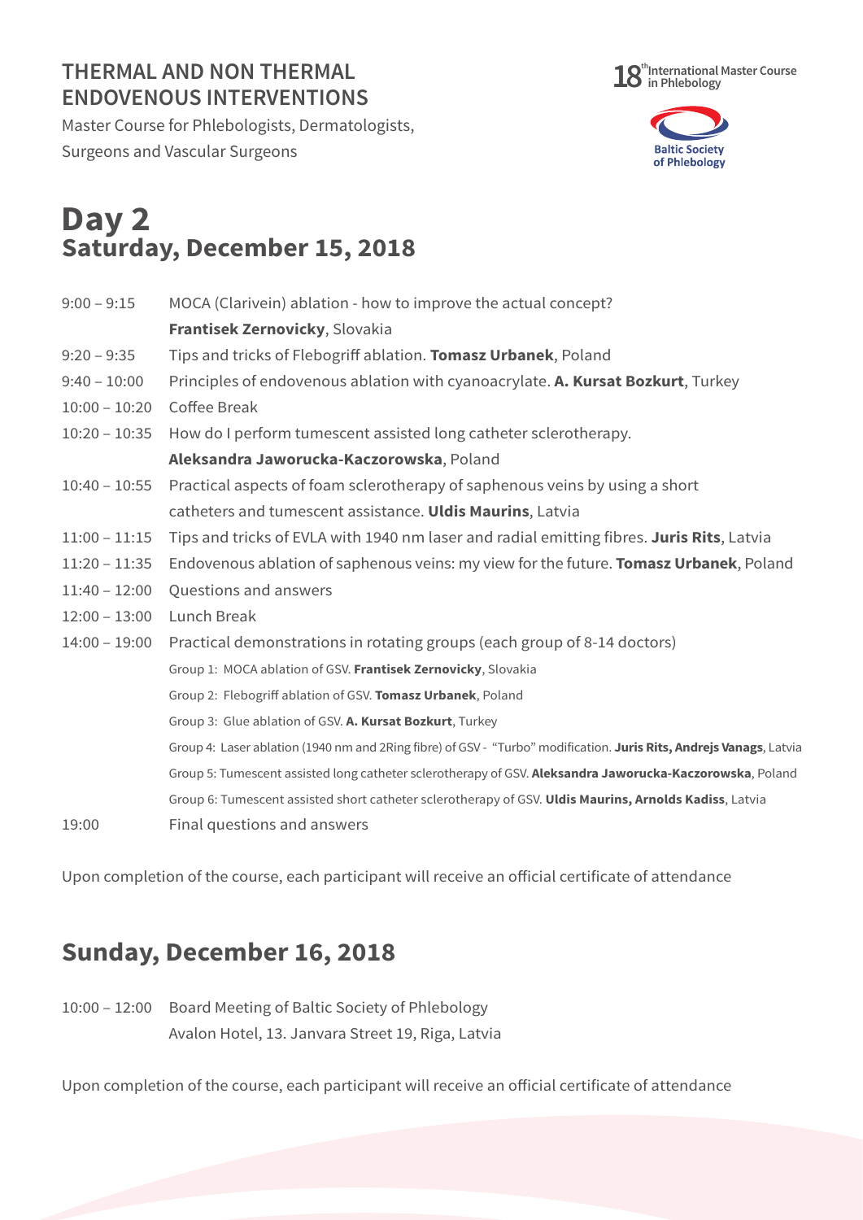**THERMAL AND NON THERMAL ENDOVENOUS INTERVENTIONS**

Master Course for Phlebologists, Dermatologists, Surgeons and Vascular Surgeons

18th International Master Course in Phlebology

Baltic Society of Phlebology

# Day 2
## Saturday, December 15, 2018

| | |
|---|---|
| 9:00 – 9:15 | MOCA (Clarivein) ablation - how to improve the actual concept? **Frantisek Zernovicky**, Slovakia |
| 9:20 – 9:35 | Tips and tricks of Flebogriff ablation. **Tomasz Urbanek**, Poland |
| 9:40 – 10:00 | Principles of endovenous ablation with cyanoacrylate. **A. Kursat Bozkurt**, Turkey |
| 10:00 – 10:20 | Coffee Break |
| 10:20 – 10:35 | How do I perform tumescent assisted long catheter sclerotherapy. **Aleksandra Jaworucka-Kaczorowska**, Poland |
| 10:40 – 10:55 | Practical aspects of foam sclerotherapy of saphenous veins by using a short catheters and tumescent assistance. **Uldis Maurins**, Latvia |
| 11:00 – 11:15 | Tips and tricks of EVLA with 1940 nm laser and radial emitting fibres. **Juris Rits**, Latvia |
| 11:20 – 11:35 | Endovenous ablation of saphenous veins: my view for the future. **Tomasz Urbanek**, Poland |
| 11:40 – 12:00 | Questions and answers |
| 12:00 – 13:00 | Lunch Break |
| 14:00 – 19:00 | Practical demonstrations in rotating groups (each group of 8-14 doctors) |
| | Group 1: MOCA ablation of GSV. **Frantisek Zernovicky**, Slovakia |
| | Group 2: Flebogriff ablation of GSV. **Tomasz Urbanek**, Poland |
| | Group 3: Glue ablation of GSV. **A. Kursat Bozkurt**, Turkey |
| | Group 4: Laser ablation (1940 nm and 2Ring fibre) of GSV - "Turbo" modification. **Juris Rits, Andrejs Vanags**, Latvia |
| | Group 5: Tumescent assisted long catheter sclerotherapy of GSV. **Aleksandra Jaworucka-Kaczorowska**, Poland |
| | Group 6: Tumescent assisted short catheter sclerotherapy of GSV. **Uldis Maurins, Arnolds Kadiss**, Latvia |
| 19:00 | Final questions and answers |

Upon completion of the course, each participant will receive an official certificate of attendance

## Sunday, December 16, 2018

| | |
|---|---|
| 10:00 – 12:00 | Board Meeting of Baltic Society of Phlebology<br>Avalon Hotel, 13. Janvara Street 19, Riga, Latvia |

Upon completion of the course, each participant will receive an official certificate of attendance